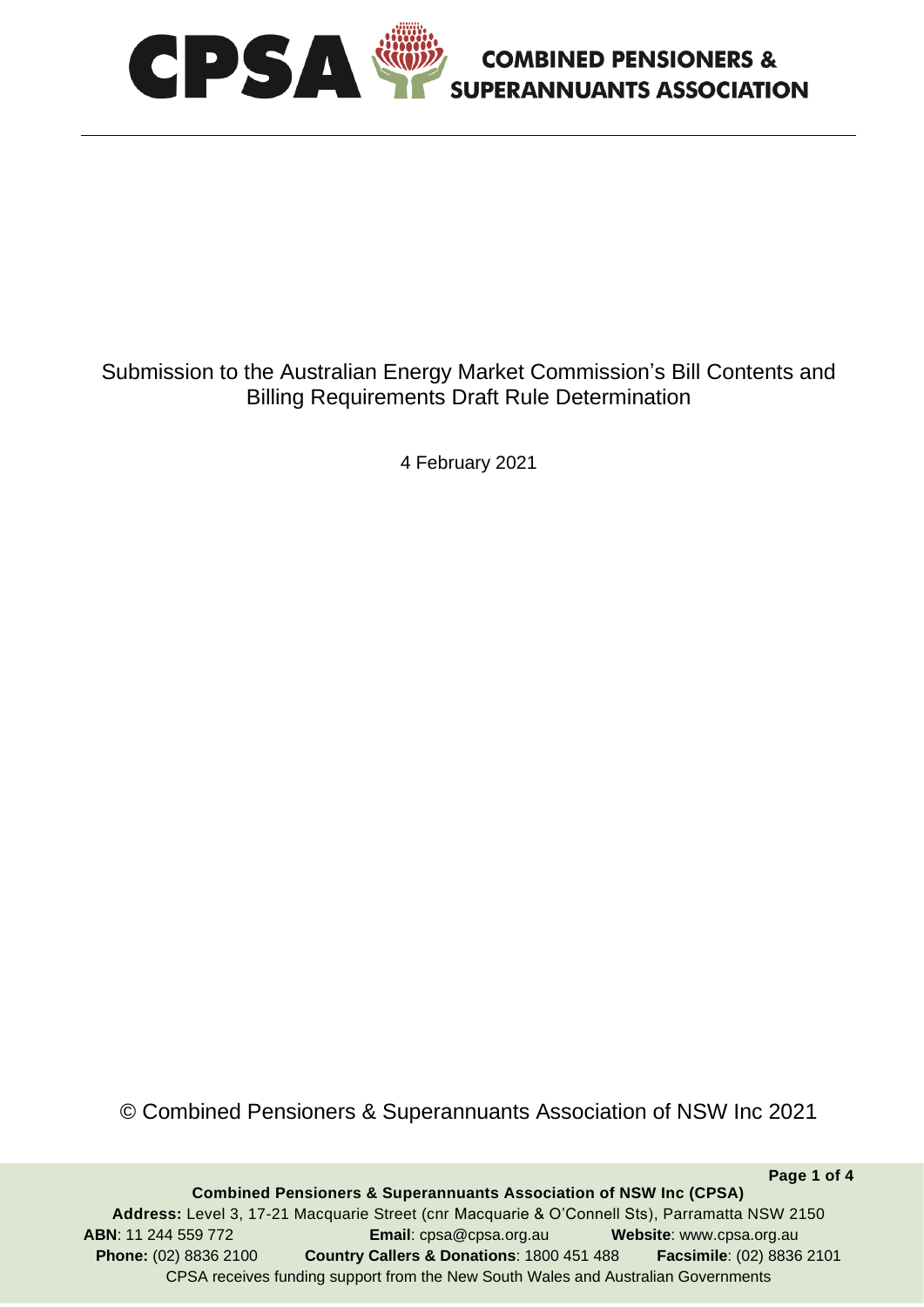# CPSA COMBINED PENSIONERS & SUPERANNUANTS ASSOCIATION

Submission to the Australian Energy Market Commission's Bill Contents and Billing Requirements Draft Rule Determination

4 February 2021

© Combined Pensioners & Superannuants Association of NSW Inc 2021

**Combined Pensioners & Superannuants Association of NSW Inc (CPSA)**

**Address:** Level 3, 17-21 Macquarie Street (cnr Macquarie & O'Connell Sts), Parramatta NSW 2150

**ABN**: 11 244 559 772 **Email**: cpsa@cpsa.org.au **Website**: www.cpsa.org.au

**Phone:** (02) 8836 2100 **Country Callers & Donations**: 1800 451 488 **Facsimile**: (02) 8836 2101

CPSA receives funding support from the New South Wales and Australian Governments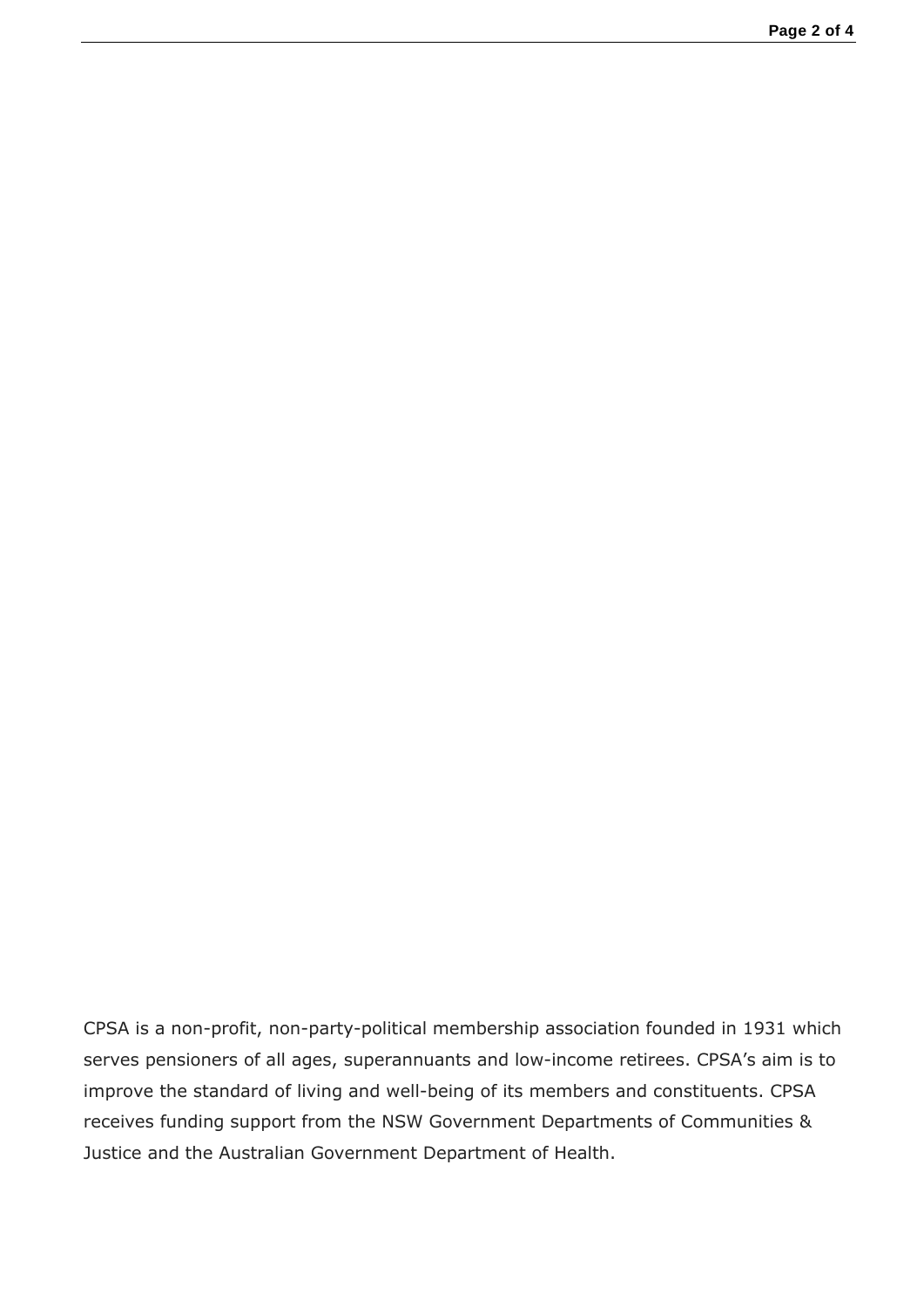CPSA is a non-profit, non-party-political membership association founded in 1931 which serves pensioners of all ages, superannuants and low-income retirees. CPSA's aim is to improve the standard of living and well-being of its members and constituents. CPSA receives funding support from the NSW Government Departments of Communities & Justice and the Australian Government Department of Health.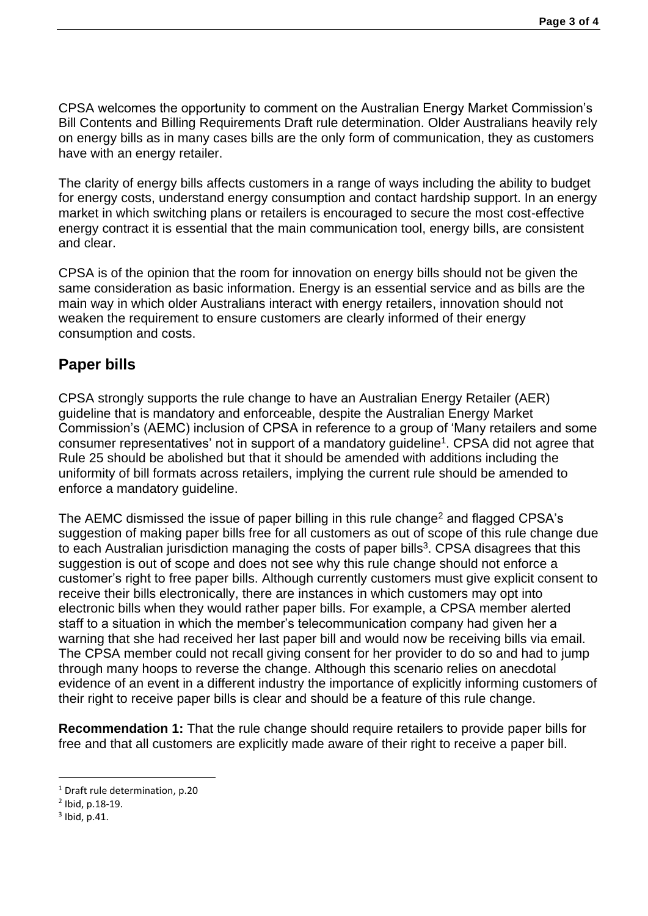CPSA welcomes the opportunity to comment on the Australian Energy Market Commission's Bill Contents and Billing Requirements Draft rule determination. Older Australians heavily rely on energy bills as in many cases bills are the only form of communication, they as customers have with an energy retailer.

The clarity of energy bills affects customers in a range of ways including the ability to budget for energy costs, understand energy consumption and contact hardship support. In an energy market in which switching plans or retailers is encouraged to secure the most cost-effective energy contract it is essential that the main communication tool, energy bills, are consistent and clear.

CPSA is of the opinion that the room for innovation on energy bills should not be given the same consideration as basic information. Energy is an essential service and as bills are the main way in which older Australians interact with energy retailers, innovation should not weaken the requirement to ensure customers are clearly informed of their energy consumption and costs.

## Paper bills

CPSA strongly supports the rule change to have an Australian Energy Retailer (AER) guideline that is mandatory and enforceable, despite the Australian Energy Market Commission's (AEMC) inclusion of CPSA in reference to a group of 'Many retailers and some consumer representatives' not in support of a mandatory guideline[1]. CPSA did not agree that Rule 25 should be abolished but that it should be amended with additions including the uniformity of bill formats across retailers, implying the current rule should be amended to enforce a mandatory guideline.

The AEMC dismissed the issue of paper billing in this rule change[2] and flagged CPSA's suggestion of making paper bills free for all customers as out of scope of this rule change due to each Australian jurisdiction managing the costs of paper bills[3]. CPSA disagrees that this suggestion is out of scope and does not see why this rule change should not enforce a customer's right to free paper bills. Although currently customers must give explicit consent to receive their bills electronically, there are instances in which customers may opt into electronic bills when they would rather paper bills. For example, a CPSA member alerted staff to a situation in which the member's telecommunication company had given her a warning that she had received her last paper bill and would now be receiving bills via email. The CPSA member could not recall giving consent for her provider to do so and had to jump through many hoops to reverse the change. Although this scenario relies on anecdotal evidence of an event in a different industry the importance of explicitly informing customers of their right to receive paper bills is clear and should be a feature of this rule change.

**Recommendation 1:** That the rule change should require retailers to provide paper bills for free and that all customers are explicitly made aware of their right to receive a paper bill.

---

[1] Draft rule determination, p.20

[2] Ibid, p.18-19.

[3] Ibid, p.41.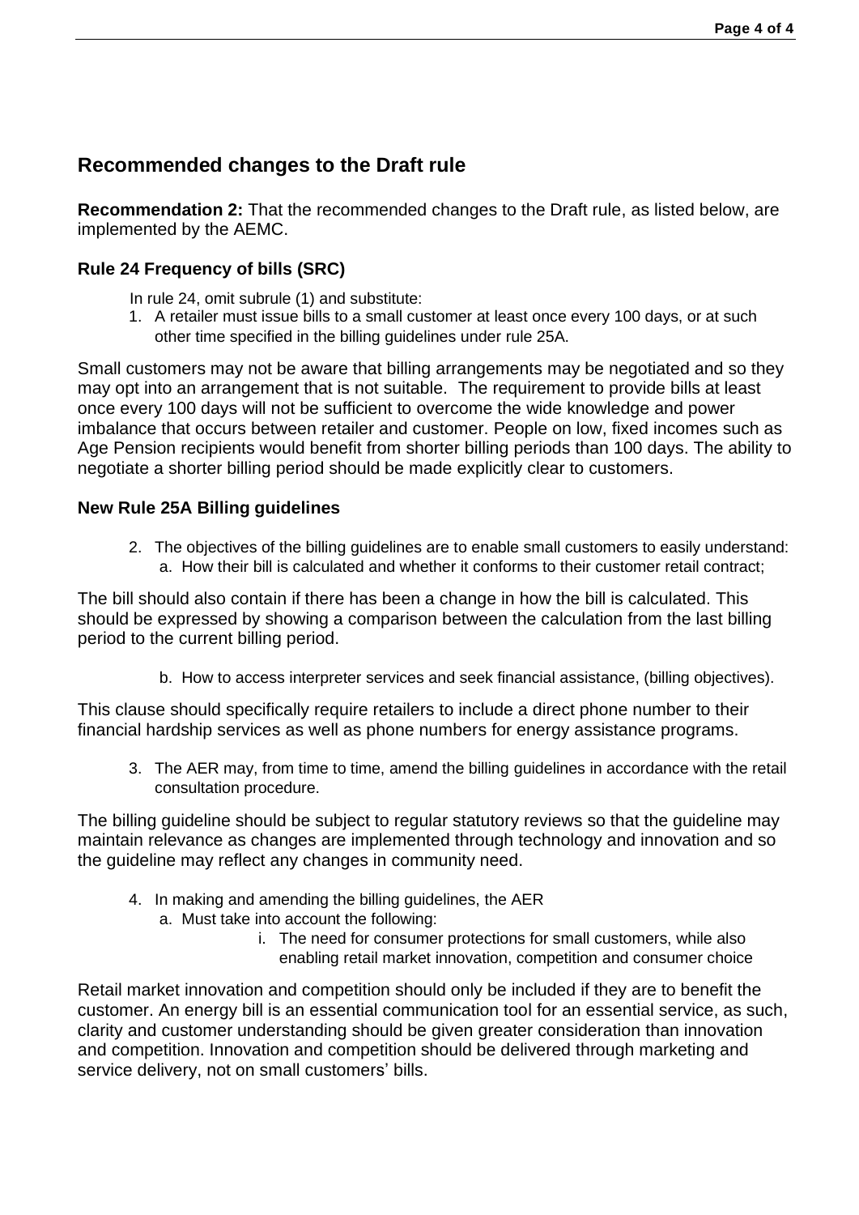## Recommended changes to the Draft rule

**Recommendation 2:** That the recommended changes to the Draft rule, as listed below, are implemented by the AEMC.

### Rule 24 Frequency of bills (SRC)

In rule 24, omit subrule (1) and substitute:

1. A retailer must issue bills to a small customer at least once every 100 days, or at such other time specified in the billing guidelines under rule 25A.

Small customers may not be aware that billing arrangements may be negotiated and so they may opt into an arrangement that is not suitable. The requirement to provide bills at least once every 100 days will not be sufficient to overcome the wide knowledge and power imbalance that occurs between retailer and customer. People on low, fixed incomes such as Age Pension recipients would benefit from shorter billing periods than 100 days. The ability to negotiate a shorter billing period should be made explicitly clear to customers.

### New Rule 25A Billing guidelines

2. The objectives of the billing guidelines are to enable small customers to easily understand:
   a. How their bill is calculated and whether it conforms to their customer retail contract;

The bill should also contain if there has been a change in how the bill is calculated. This should be expressed by showing a comparison between the calculation from the last billing period to the current billing period.

   b. How to access interpreter services and seek financial assistance, (billing objectives).

This clause should specifically require retailers to include a direct phone number to their financial hardship services as well as phone numbers for energy assistance programs.

3. The AER may, from time to time, amend the billing guidelines in accordance with the retail consultation procedure.

The billing guideline should be subject to regular statutory reviews so that the guideline may maintain relevance as changes are implemented through technology and innovation and so the guideline may reflect any changes in community need.

4. In making and amending the billing guidelines, the AER
   a. Must take into account the following:
      i. The need for consumer protections for small customers, while also enabling retail market innovation, competition and consumer choice

Retail market innovation and competition should only be included if they are to benefit the customer. An energy bill is an essential communication tool for an essential service, as such, clarity and customer understanding should be given greater consideration than innovation and competition. Innovation and competition should be delivered through marketing and service delivery, not on small customers' bills.